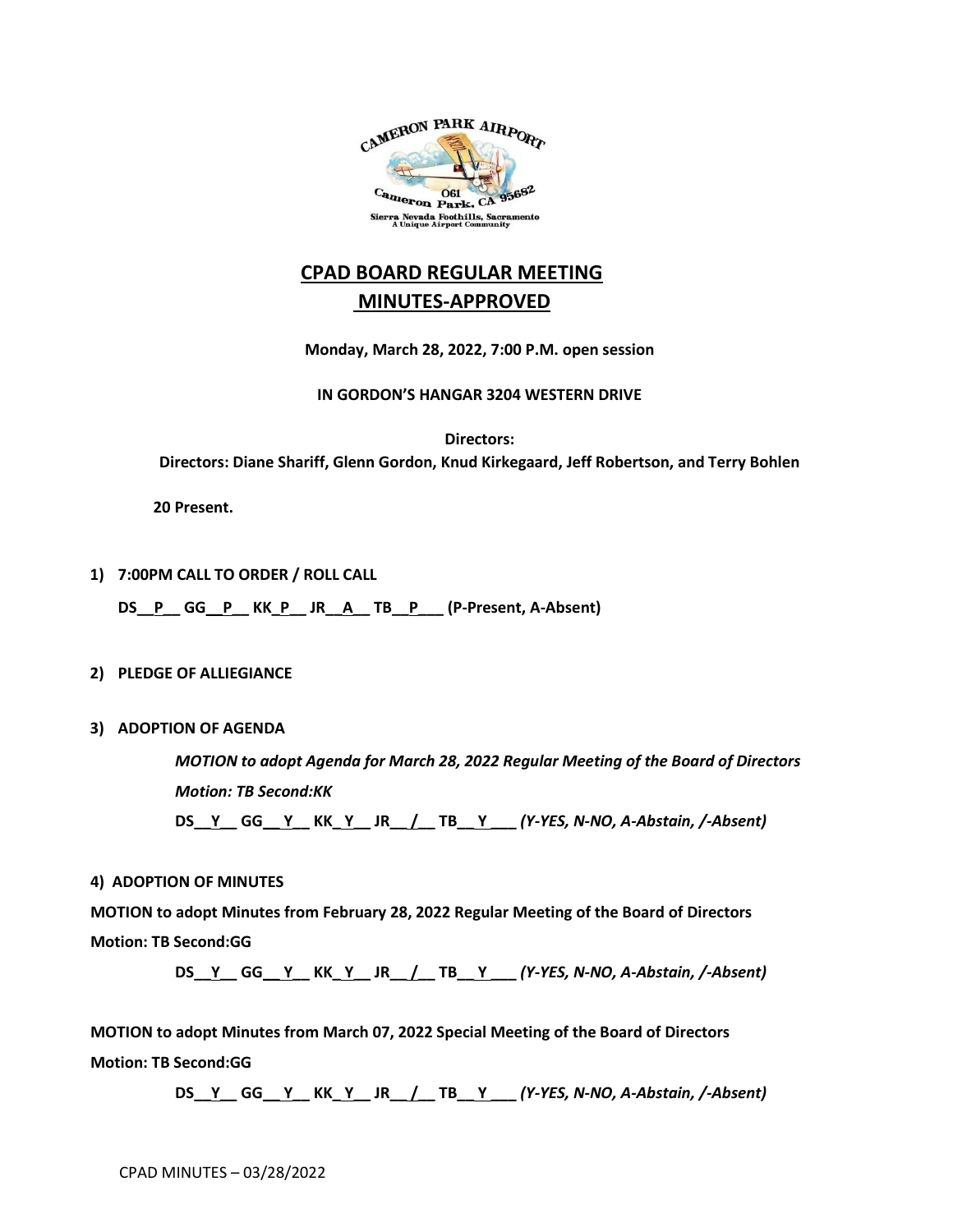# CPAD BOARD REGULAR MEETING

# MINUTES-APPROVED

**Monday, March 28, 2022, 7:00 P.M. open session**

**IN GORDON'S HANGAR 3204 WESTERN DRIVE**

**Directors:**

**Directors: Diane Shariff, Glenn Gordon, Knud Kirkegaard, Jeff Robertson, and Terry Bohlen**

**20 Present.**

1) **7:00PM CALL TO ORDER / ROLL CALL**

   **DS__P__ GG__P__ KK_P__ JR__A__ TB__P___ (P-Present, A-Absent)**

2) **PLEDGE OF ALLIEGIANCE**

3) **ADOPTION OF AGENDA**

   ***MOTION to adopt Agenda for March 28, 2022 Regular Meeting of the Board of Directors***

   ***Motion: TB Second:KK***

   **DS__Y__ GG__Y__ KK_Y__ JR__/__ TB__Y___** ***(Y-YES, N-NO, A-Abstain, /-Absent)***

**4) ADOPTION OF MINUTES**

**MOTION to adopt Minutes from February 28, 2022 Regular Meeting of the Board of Directors**

**Motion: TB Second:GG**

**DS__Y__ GG__Y__ KK_Y__ JR__/__ TB__Y___** ***(Y-YES, N-NO, A-Abstain, /-Absent)***

**MOTION to adopt Minutes from March 07, 2022 Special Meeting of the Board of Directors**

**Motion: TB Second:GG**

**DS__Y__ GG__Y__ KK_Y__ JR__/__ TB__Y___** ***(Y-YES, N-NO, A-Abstain, /-Absent)***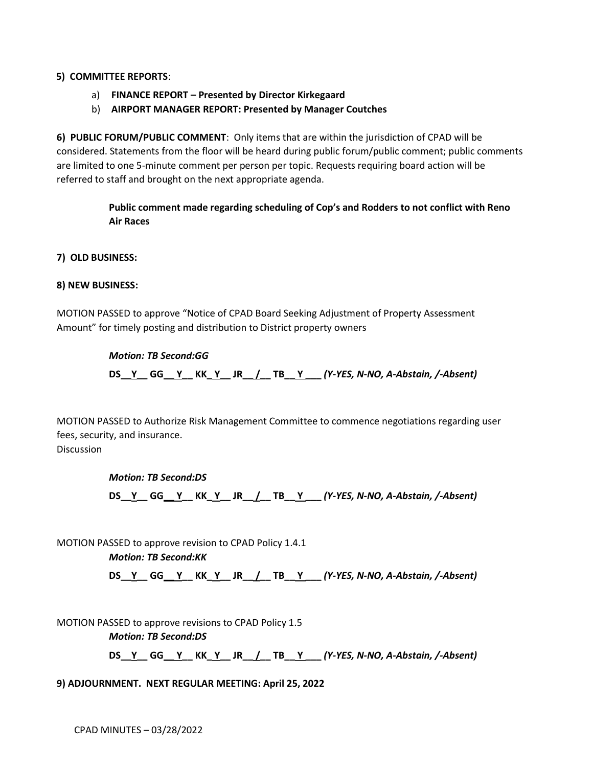**5) COMMITTEE REPORTS**:

a) **FINANCE REPORT – Presented by Director Kirkegaard**

b) **AIRPORT MANAGER REPORT: Presented by Manager Coutches**

**6) PUBLIC FORUM/PUBLIC COMMENT**: Only items that are within the jurisdiction of CPAD will be considered. Statements from the floor will be heard during public forum/public comment; public comments are limited to one 5-minute comment per person per topic. Requests requiring board action will be referred to staff and brought on the next appropriate agenda.

**Public comment made regarding scheduling of Cop's and Rodders to not conflict with Reno Air Races**

**7) OLD BUSINESS:**

**8) NEW BUSINESS:**

MOTION PASSED to approve "Notice of CPAD Board Seeking Adjustment of Property Assessment Amount" for timely posting and distribution to District property owners

***Motion: TB Second:GG***

**DS__Y__ GG__Y__ KK_Y__ JR__/__ TB__Y___ *(Y-YES, N-NO, A-Abstain, /-Absent)***

MOTION PASSED to Authorize Risk Management Committee to commence negotiations regarding user fees, security, and insurance.
Discussion

***Motion: TB Second:DS***

**DS__Y__ GG__Y__ KK_Y__ JR__/__ TB__Y___ *(Y-YES, N-NO, A-Abstain, /-Absent)***

MOTION PASSED to approve revision to CPAD Policy 1.4.1

***Motion: TB Second:KK***

**DS__Y__ GG__Y__ KK_Y__ JR__/__ TB__Y___ *(Y-YES, N-NO, A-Abstain, /-Absent)***

MOTION PASSED to approve revisions to CPAD Policy 1.5

***Motion: TB Second:DS***

**DS__Y__ GG__Y__ KK_Y__ JR__/__ TB__Y___ *(Y-YES, N-NO, A-Abstain, /-Absent)***

**9) ADJOURNMENT. NEXT REGULAR MEETING: April 25, 2022**